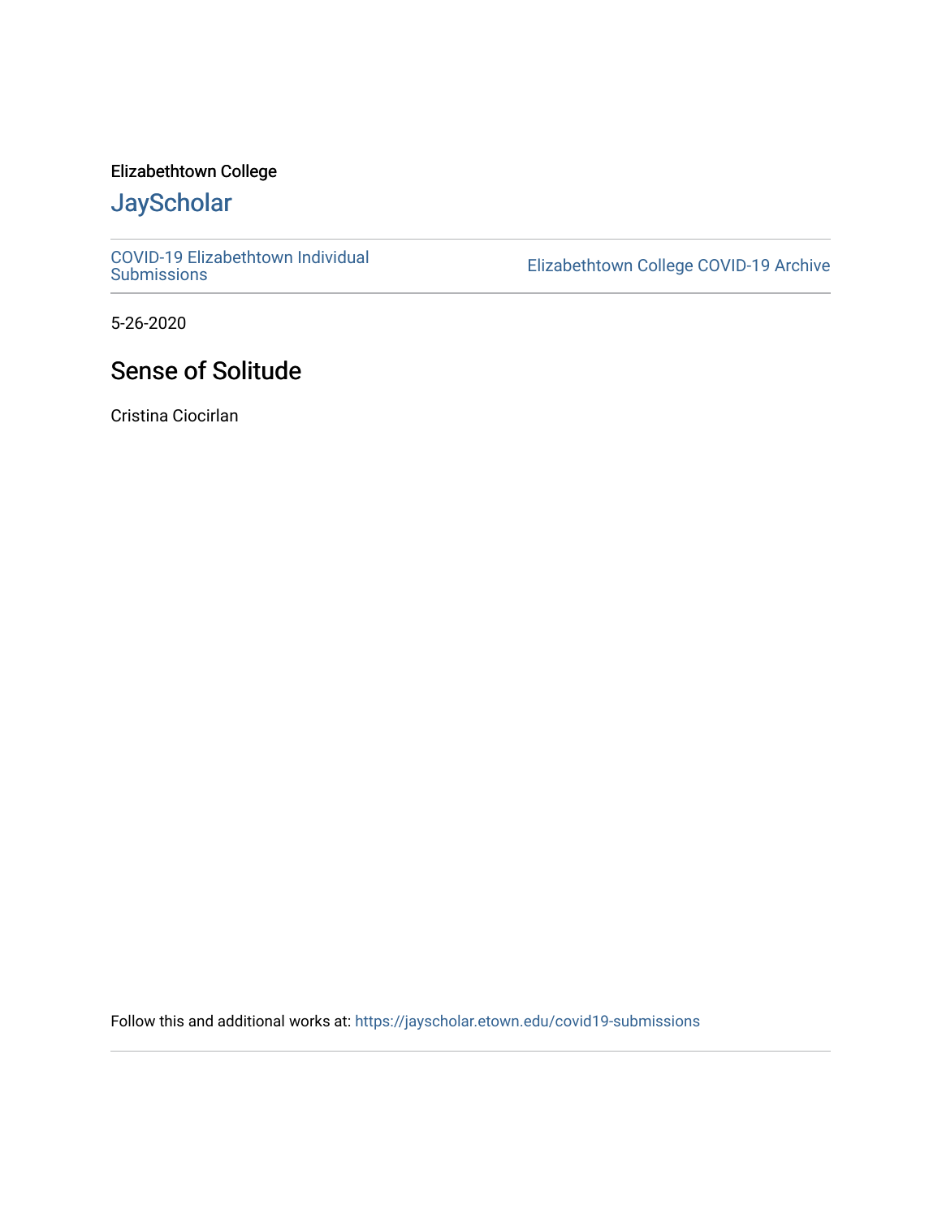Elizabethtown College

# JayScholar

COVID-19 Elizabethtown Individual Submissions

Elizabethtown College COVID-19 Archive

5-26-2020

## Sense of Solitude

Cristina Ciocirlan

Follow this and additional works at: https://jayscholar.etown.edu/covid19-submissions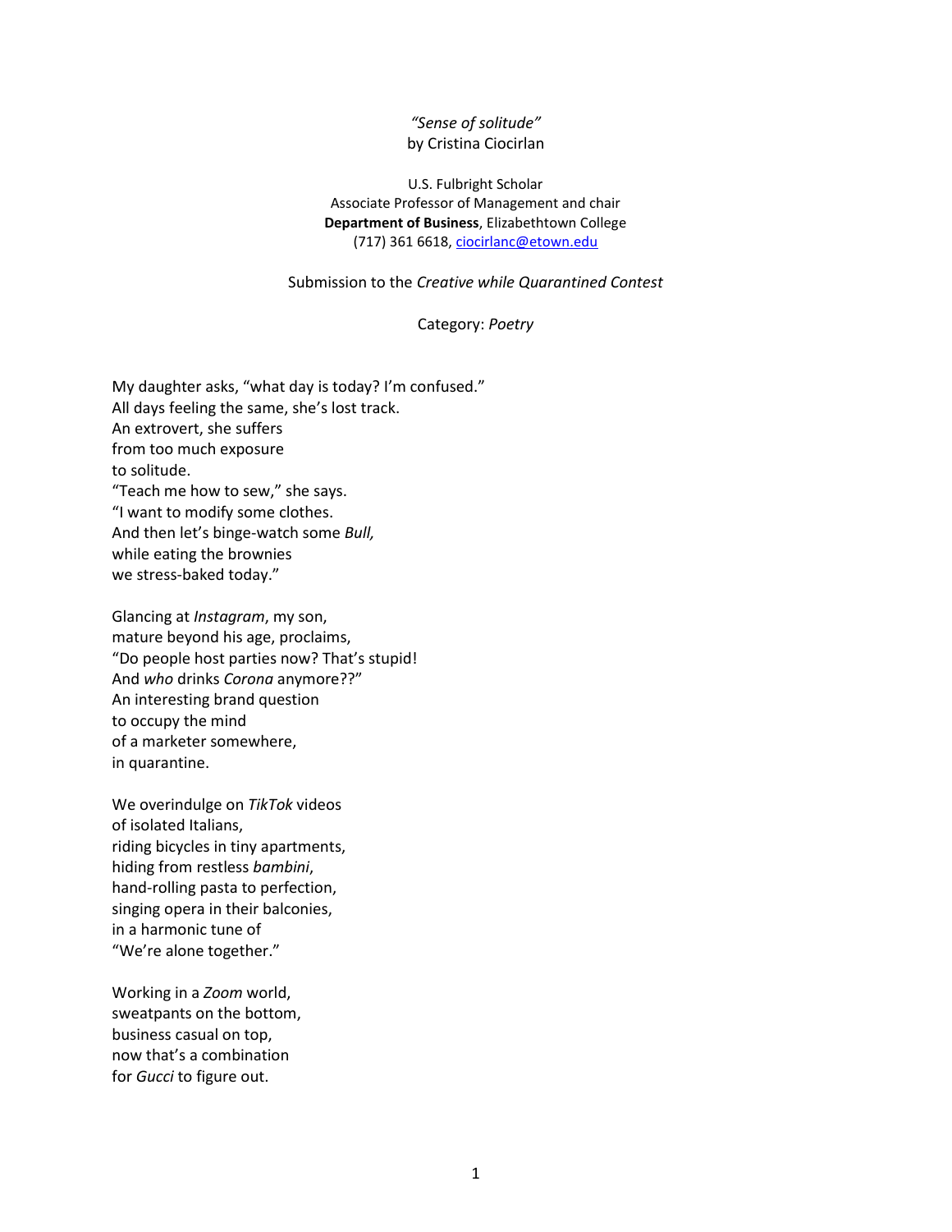*"Sense of solitude"*
by Cristina Ciocirlan

U.S. Fulbright Scholar
Associate Professor of Management and chair
**Department of Business**, Elizabethtown College
(717) 361 6618, ciocirlanc@etown.edu

Submission to the *Creative while Quarantined Contest*

Category: *Poetry*

My daughter asks, "what day is today? I'm confused."
All days feeling the same, she's lost track.
An extrovert, she suffers
from too much exposure
to solitude.
"Teach me how to sew," she says.
"I want to modify some clothes.
And then let's binge-watch some *Bull,*
while eating the brownies
we stress-baked today."

Glancing at *Instagram*, my son,
mature beyond his age, proclaims,
"Do people host parties now? That's stupid!
And *who* drinks *Corona* anymore??"
An interesting brand question
to occupy the mind
of a marketer somewhere,
in quarantine.

We overindulge on *TikTok* videos
of isolated Italians,
riding bicycles in tiny apartments,
hiding from restless *bambini*,
hand-rolling pasta to perfection,
singing opera in their balconies,
in a harmonic tune of
"We're alone together."

Working in a *Zoom* world,
sweatpants on the bottom,
business casual on top,
now that's a combination
for *Gucci* to figure out.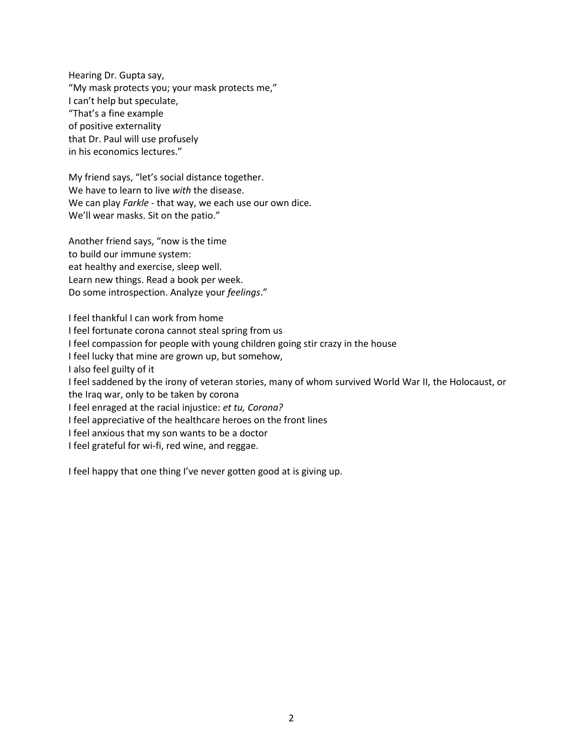Hearing Dr. Gupta say,
"My mask protects you; your mask protects me,"
I can't help but speculate,
"That's a fine example
of positive externality
that Dr. Paul will use profusely
in his economics lectures."

My friend says, "let's social distance together.
We have to learn to live *with* the disease.
We can play *Farkle* - that way, we each use our own dice.
We'll wear masks. Sit on the patio."

Another friend says, "now is the time
to build our immune system:
eat healthy and exercise, sleep well.
Learn new things. Read a book per week.
Do some introspection. Analyze your *feelings*."

I feel thankful I can work from home
I feel fortunate corona cannot steal spring from us
I feel compassion for people with young children going stir crazy in the house
I feel lucky that mine are grown up, but somehow,
I also feel guilty of it
I feel saddened by the irony of veteran stories, many of whom survived World War II, the Holocaust, or the Iraq war, only to be taken by corona
I feel enraged at the racial injustice: *et tu, Corona?*
I feel appreciative of the healthcare heroes on the front lines
I feel anxious that my son wants to be a doctor
I feel grateful for wi-fi, red wine, and reggae.

I feel happy that one thing I've never gotten good at is giving up.